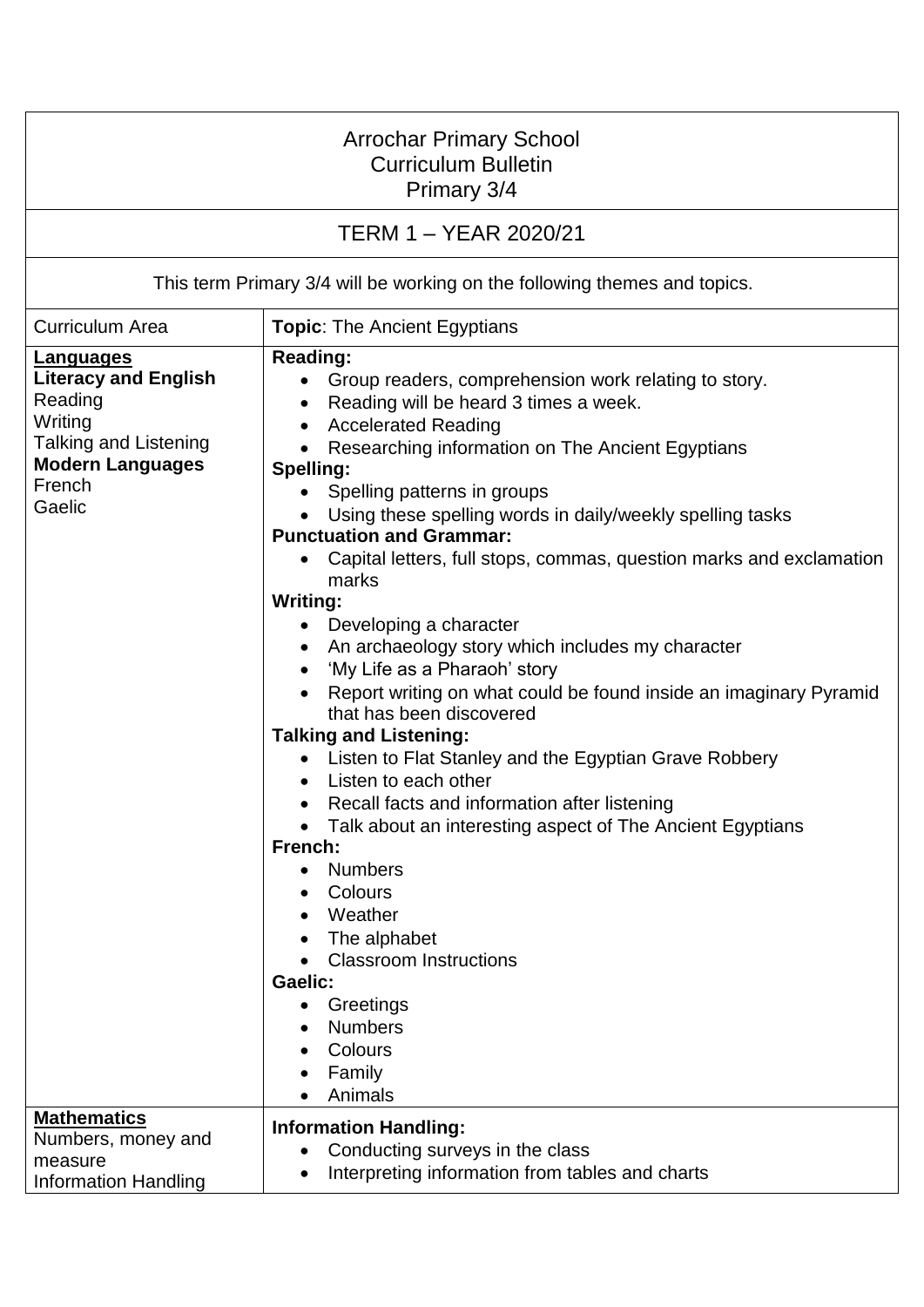| Arrochar Primary School<br>Curriculum Bulletin<br>Primary 3/4 | |
|---|---|
| TERM 1 – YEAR 2020/21 | |
| This term Primary 3/4 will be working on the following themes and topics. | |
| Curriculum Area | **Topic**: The Ancient Egyptians |
| **Languages**<br>**Literacy and English**<br>Reading<br>Writing<br>Talking and Listening<br>**Modern Languages**<br>French<br>Gaelic | **Reading:**<br>• Group readers, comprehension work relating to story.<br>• Reading will be heard 3 times a week.<br>• Accelerated Reading<br>• Researching information on The Ancient Egyptians<br>**Spelling:**<br>• Spelling patterns in groups<br>• Using these spelling words in daily/weekly spelling tasks<br>**Punctuation and Grammar:**<br>• Capital letters, full stops, commas, question marks and exclamation marks<br>**Writing:**<br>• Developing a character<br>• An archaeology story which includes my character<br>• 'My Life as a Pharaoh' story<br>• Report writing on what could be found inside an imaginary Pyramid that has been discovered<br>**Talking and Listening:**<br>• Listen to Flat Stanley and the Egyptian Grave Robbery<br>• Listen to each other<br>• Recall facts and information after listening<br>• Talk about an interesting aspect of The Ancient Egyptians<br>**French:**<br>• Numbers<br>• Colours<br>• Weather<br>• The alphabet<br>• Classroom Instructions<br>**Gaelic:**<br>• Greetings<br>• Numbers<br>• Colours<br>• Family<br>• Animals |
| **Mathematics**<br>Numbers, money and measure<br>Information Handling | **Information Handling:**<br>• Conducting surveys in the class<br>• Interpreting information from tables and charts |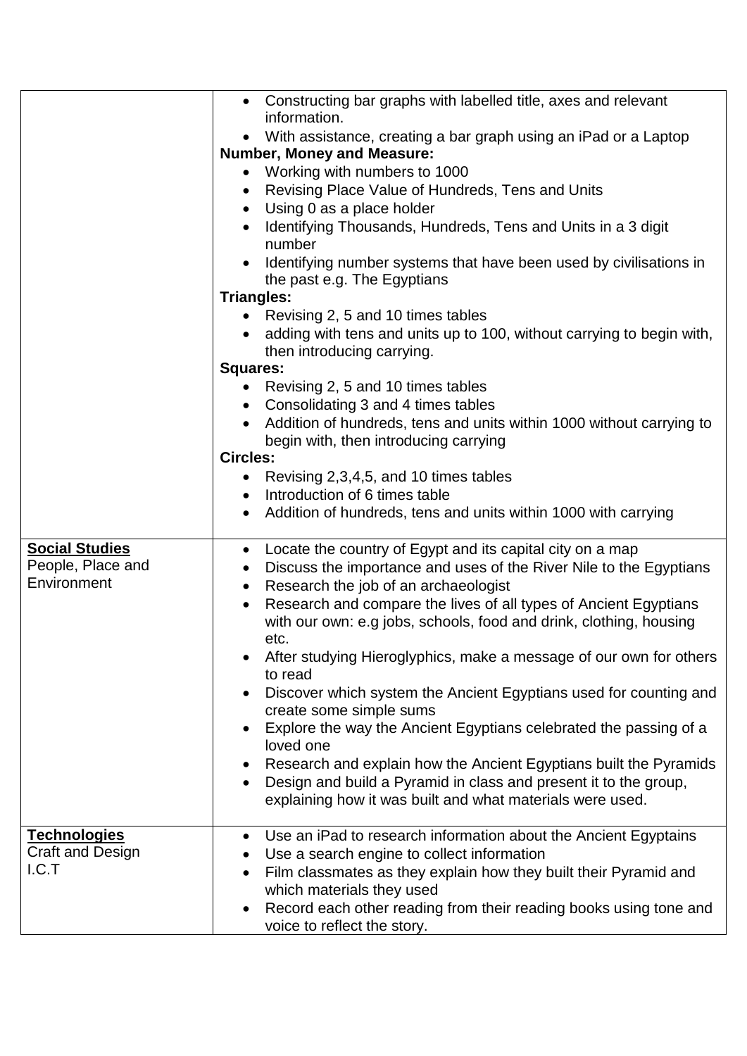| | |
|---|---|
| | • Constructing bar graphs with labelled title, axes and relevant information.<br>• With assistance, creating a bar graph using an iPad or a Laptop<br>**Number, Money and Measure:**<br>• Working with numbers to 1000<br>• Revising Place Value of Hundreds, Tens and Units<br>• Using 0 as a place holder<br>• Identifying Thousands, Hundreds, Tens and Units in a 3 digit number<br>• Identifying number systems that have been used by civilisations in the past e.g. The Egyptians<br>**Triangles:**<br>• Revising 2, 5 and 10 times tables<br>• adding with tens and units up to 100, without carrying to begin with, then introducing carrying.<br>**Squares:**<br>• Revising 2, 5 and 10 times tables<br>• Consolidating 3 and 4 times tables<br>• Addition of hundreds, tens and units within 1000 without carrying to begin with, then introducing carrying<br>**Circles:**<br>• Revising 2,3,4,5, and 10 times tables<br>• Introduction of 6 times table<br>• Addition of hundreds, tens and units within 1000 with carrying |
| **Social Studies**<br>People, Place and Environment | • Locate the country of Egypt and its capital city on a map<br>• Discuss the importance and uses of the River Nile to the Egyptians<br>• Research the job of an archaeologist<br>• Research and compare the lives of all types of Ancient Egyptians with our own: e.g jobs, schools, food and drink, clothing, housing etc.<br>• After studying Hieroglyphics, make a message of our own for others to read<br>• Discover which system the Ancient Egyptians used for counting and create some simple sums<br>• Explore the way the Ancient Egyptians celebrated the passing of a loved one<br>• Research and explain how the Ancient Egyptians built the Pyramids<br>• Design and build a Pyramid in class and present it to the group, explaining how it was built and what materials were used. |
| **Technologies**<br>Craft and Design<br>I.C.T | • Use an iPad to research information about the Ancient Egyptains<br>• Use a search engine to collect information<br>• Film classmates as they explain how they built their Pyramid and which materials they used<br>• Record each other reading from their reading books using tone and voice to reflect the story. |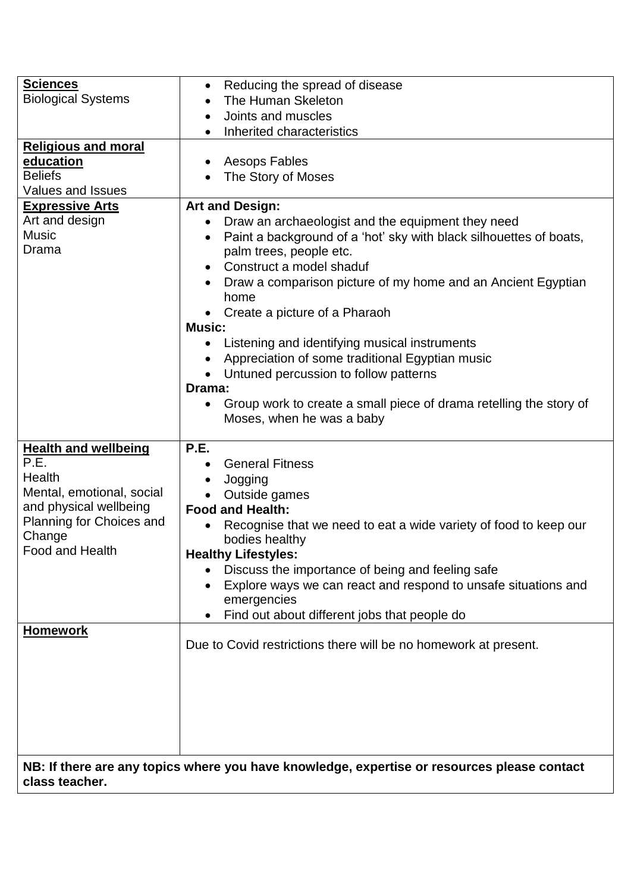| | |
|---|---|
| **Sciences**<br>Biological Systems | • Reducing the spread of disease<br>• The Human Skeleton<br>• Joints and muscles<br>• Inherited characteristics |
| **Religious and moral education**<br>Beliefs<br>Values and Issues | • Aesops Fables<br>• The Story of Moses |
| **Expressive Arts**<br>Art and design<br>Music<br>Drama | **Art and Design:**<br>• Draw an archaeologist and the equipment they need<br>• Paint a background of a 'hot' sky with black silhouettes of boats, palm trees, people etc.<br>• Construct a model shaduf<br>• Draw a comparison picture of my home and an Ancient Egyptian home<br>• Create a picture of a Pharaoh<br>**Music:**<br>• Listening and identifying musical instruments<br>• Appreciation of some traditional Egyptian music<br>• Untuned percussion to follow patterns<br>**Drama:**<br>• Group work to create a small piece of drama retelling the story of Moses, when he was a baby |
| **Health and wellbeing**<br>P.E.<br>Health<br>Mental, emotional, social and physical wellbeing<br>Planning for Choices and Change<br>Food and Health | **P.E.**<br>• General Fitness<br>• Jogging<br>• Outside games<br>**Food and Health:**<br>• Recognise that we need to eat a wide variety of food to keep our bodies healthy<br>**Healthy Lifestyles:**<br>• Discuss the importance of being and feeling safe<br>• Explore ways we can react and respond to unsafe situations and emergencies<br>• Find out about different jobs that people do |
| **Homework** | Due to Covid restrictions there will be no homework at present. |

**NB: If there are any topics where you have knowledge, expertise or resources please contact class teacher.**